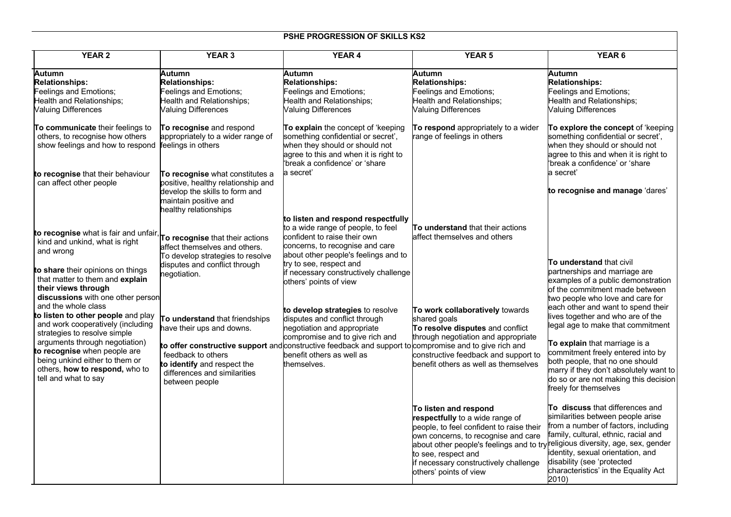# PSHE PROGRESSION OF SKILLS KS2

| YEAR 2 | YEAR 3 | YEAR 4 | YEAR 5 | YEAR 6 |
|---|---|---|---|---|
| **Autumn**<br>**Relationships:**<br>Feelings and Emotions;<br>Health and Relationships;<br>Valuing Differences | **Autumn**<br>**Relationships:**<br>Feelings and Emotions;<br>Health and Relationships;<br>Valuing Differences | **Autumn**<br>**Relationships:**<br>Feelings and Emotions;<br>Health and Relationships;<br>Valuing Differences | **Autumn**<br>**Relationships:**<br>Feelings and Emotions;<br>Health and Relationships;<br>Valuing Differences | **Autumn**<br>**Relationships:**<br>Feelings and Emotions;<br>Health and Relationships;<br>Valuing Differences |
| **To communicate** their feelings to others, to recognise how others show feelings and how to respond<br><br>**to recognise** that their behaviour can affect other people<br><br>**to recognise** what is fair and unfair, kind and unkind, what is right and wrong<br><br>**to share** their opinions on things that matter to them and **explain their views through discussions** with one other person and the whole class<br><br>**to listen to other people** and play and work cooperatively (including strategies to resolve simple arguments through negotiation)<br><br>**to recognise** when people are being unkind either to them or others, **how to respond,** who to tell and what to say | **To recognise** and respond appropriately to a wider range of feelings in others<br><br>**To recognise** what constitutes a positive, healthy relationship and develop the skills to form and maintain positive and healthy relationships<br><br>**To recognise** that their actions affect themselves and others.<br>To develop strategies to resolve disputes and conflict through negotiation.<br><br>**To understand** that friendships have their ups and downs.<br><br>**to offer constructive support** and feedback to others<br><br>**to identify** and respect the differences and similarities between people | **To explain** the concept of 'keeping something confidential or secret', when they should or should not agree to this and when it is right to 'break a confidence' or 'share a secret'<br><br>**to listen and respond respectfully** to a wide range of people, to feel confident to raise their own concerns, to recognise and care about other people's feelings and to try to see, respect and if necessary constructively challenge others' points of view<br><br>**to develop strategies** to resolve disputes and conflict through negotiation and appropriate compromise and to give rich and constructive feedback and support to benefit others as well as themselves. | **To respond** appropriately to a wider range of feelings in others<br><br>**To understand** that their actions affect themselves and others<br><br>**To work collaboratively** towards shared goals<br>**To resolve disputes** and conflict through negotiation and appropriate compromise and to give rich and constructive feedback and support to benefit others as well as themselves<br><br>**To listen and respond respectfully** to a wide range of people, to feel confident to raise their own concerns, to recognise and care about other people's feelings and to try to see, respect and if necessary constructively challenge others' points of view | **To explore the concept** of 'keeping something confidential or secret', when they should or should not agree to this and when it is right to 'break a confidence' or 'share a secret'<br><br>**to recognise and manage** 'dares'<br><br>**To understand** that civil partnerships and marriage are examples of a public demonstration of the commitment made between two people who love and care for each other and want to spend their lives together and who are of the legal age to make that commitment<br><br>**To explain** that marriage is a commitment freely entered into by both people, that no one should marry if they don't absolutely want to do so or are not making this decision freely for themselves<br><br>**To discuss** that differences and similarities between people arise from a number of factors, including family, cultural, ethnic, racial and religious diversity, age, sex, gender identity, sexual orientation, and disability (see 'protected characteristics' in the Equality Act 2010) |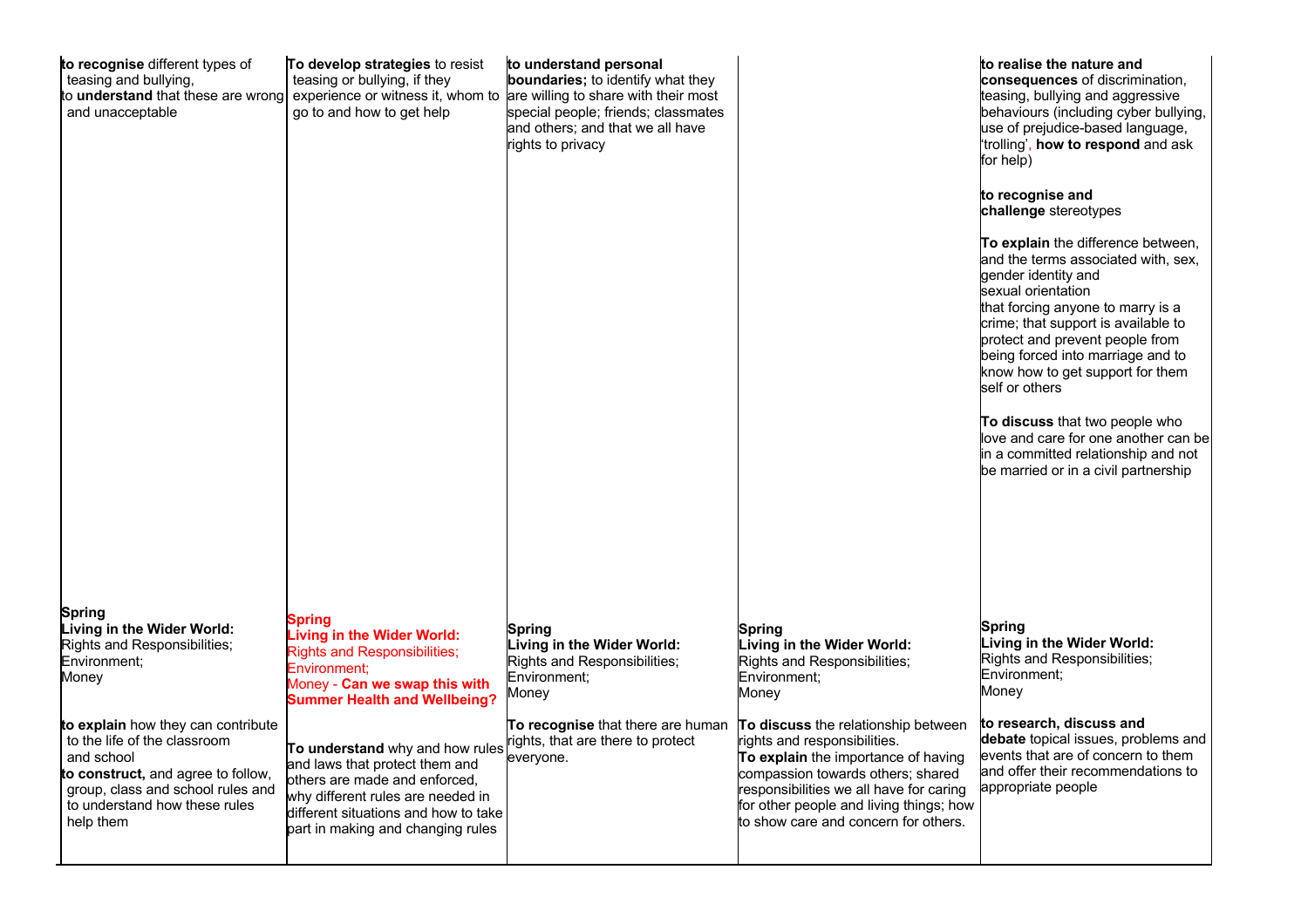| | | | | |
|---|---|---|---|---|
| **to recognise** different types of teasing and bullying, to **understand** that these are wrong and unacceptable | **To develop strategies** to resist teasing or bullying, if they experience or witness it, whom to go to and how to get help | **to understand personal boundaries;** to identify what they are willing to share with their most special people; friends; classmates and others; and that we all have rights to privacy | | **to realise the nature and consequences** of discrimination, teasing, bullying and aggressive behaviours (including cyber bullying, use of prejudice-based language, 'trolling', **how to respond** and ask for help)<br><br>**to recognise and challenge** stereotypes<br><br>**To explain** the difference between, and the terms associated with, sex, gender identity and sexual orientation that forcing anyone to marry is a crime; that support is available to protect and prevent people from being forced into marriage and to know how to get support for them self or others<br><br>**To discuss** that two people who love and care for one another can be in a committed relationship and not be married or in a civil partnership |
| **Spring**<br>**Living in the Wider World:**<br>Rights and Responsibilities;<br>Environment;<br>Money<br><br>**to explain** how they can contribute to the life of the classroom and school<br>**to construct,** and agree to follow, group, class and school rules and to understand how these rules help them | **Spring**<br>**Living in the Wider World:**<br>Rights and Responsibilities;<br>Environment;<br>Money - **Can we swap this with Summer Health and Wellbeing?**<br><br>**To understand** why and how rules and laws that protect them and others are made and enforced, why different rules are needed in different situations and how to take part in making and changing rules | **Spring**<br>**Living in the Wider World:**<br>Rights and Responsibilities;<br>Environment;<br>Money<br><br>**To recognise** that there are human rights, that are there to protect everyone. | **Spring**<br>**Living in the Wider World:**<br>Rights and Responsibilities;<br>Environment;<br>Money<br><br>**To discuss** the relationship between rights and responsibilities.<br>**To explain** the importance of having compassion towards others; shared responsibilities we all have for caring for other people and living things; how to show care and concern for others. | **Spring**<br>**Living in the Wider World:**<br>Rights and Responsibilities;<br>Environment;<br>Money<br><br>**to research, discuss and debate** topical issues, problems and events that are of concern to them and offer their recommendations to appropriate people |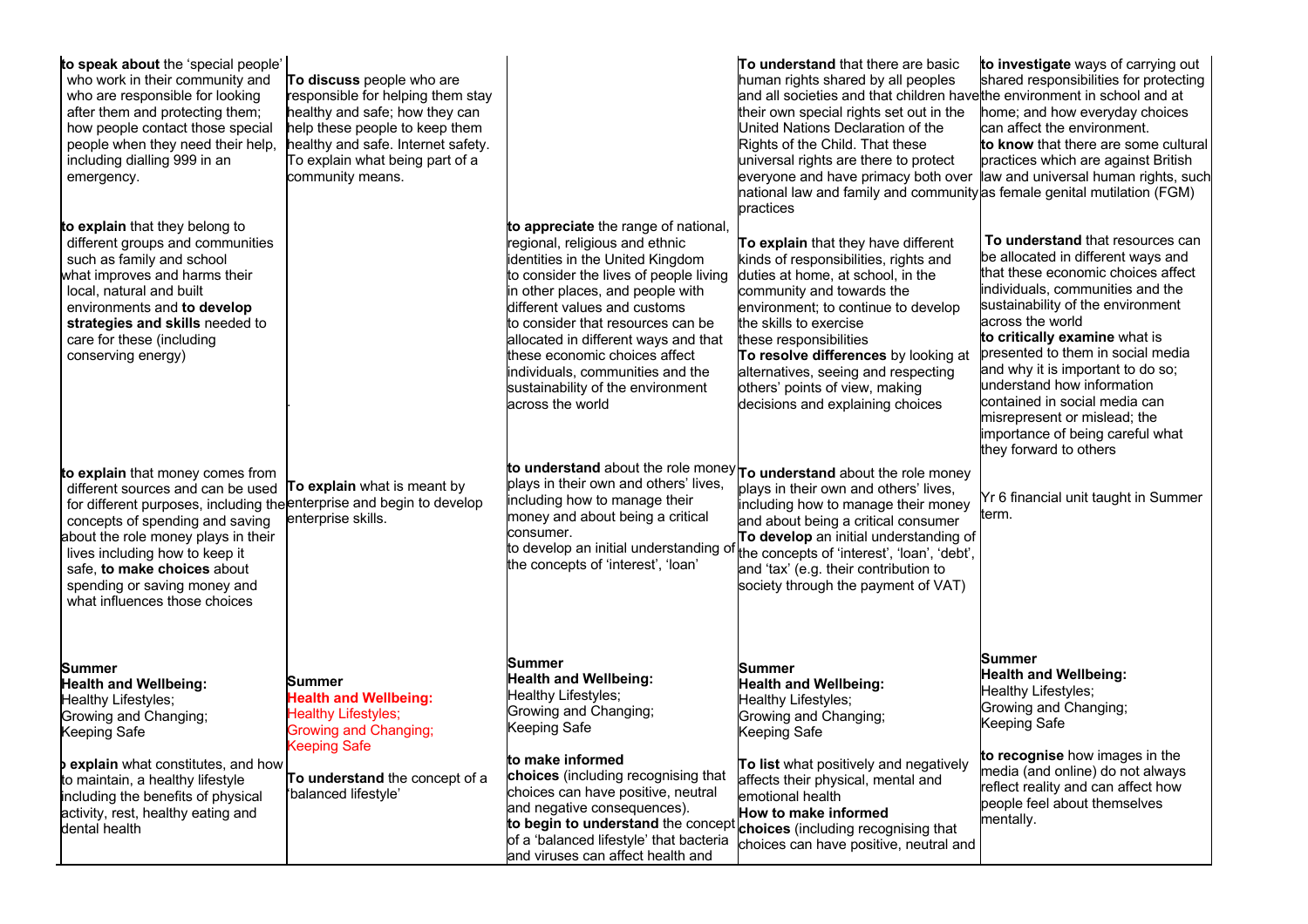| | | | | |
|---|---|---|---|---|
| **to speak about** the 'special people' who work in their community and who are responsible for looking after them and protecting them; how people contact those special people when they need their help, including dialling 999 in an emergency. | **To discuss** people who are responsible for helping them stay healthy and safe; how they can help these people to keep them healthy and safe. Internet safety. To explain what being part of a community means. | | **To understand** that there are basic human rights shared by all peoples and all societies and that children have their own special rights set out in the United Nations Declaration of the Rights of the Child. That these universal rights are there to protect everyone and have primacy both over national law and family and community practices | **to investigate** ways of carrying out shared responsibilities for protecting the environment in school and at home; and how everyday choices can affect the environment. **to know** that there are some cultural practices which are against British law and universal human rights, such as female genital mutilation (FGM) |
| **to explain** that they belong to different groups and communities such as family and school what improves and harms their local, natural and built environments and **to develop strategies and skills** needed to care for these (including conserving energy) | . | **to appreciate** the range of national, regional, religious and ethnic identities in the United Kingdom to consider the lives of people living in other places, and people with different values and customs to consider that resources can be allocated in different ways and that these economic choices affect individuals, communities and the sustainability of the environment across the world | **To explain** that they have different kinds of responsibilities, rights and duties at home, at school, in the community and towards the environment; to continue to develop the skills to exercise these responsibilities **To resolve differences** by looking at alternatives, seeing and respecting others' points of view, making decisions and explaining choices | **To understand** that resources can be allocated in different ways and that these economic choices affect individuals, communities and the sustainability of the environment across the world **to critically examine** what is presented to them in social media and why it is important to do so; understand how information contained in social media can misrepresent or mislead; the importance of being careful what they forward to others |
| **to explain** that money comes from different sources and can be used for different purposes, including the concepts of spending and saving about the role money plays in their lives including how to keep it safe, **to make choices** about spending or saving money and what influences those choices | **To explain** what is meant by enterprise and begin to develop enterprise skills. | **to understand** about the role money plays in their own and others' lives, including how to manage their money and about being a critical consumer. to develop an initial understanding of the concepts of 'interest', 'loan' | **To understand** about the role money plays in their own and others' lives, including how to manage their money and about being a critical consumer **To develop** an initial understanding of the concepts of 'interest', 'loan', 'debt', and 'tax' (e.g. their contribution to society through the payment of VAT) | Yr 6 financial unit taught in Summer term. |
| **Summer** **Health and Wellbeing:** Healthy Lifestyles; Growing and Changing; Keeping Safe **to explain** what constitutes, and how to maintain, a healthy lifestyle including the benefits of physical activity, rest, healthy eating and dental health | **Summer** **Health and Wellbeing:** Healthy Lifestyles; Growing and Changing; Keeping Safe **To understand** the concept of a 'balanced lifestyle' | **Summer** **Health and Wellbeing:** Healthy Lifestyles; Growing and Changing; Keeping Safe **to make informed choices** (including recognising that choices can have positive, neutral and negative consequences). **to begin to understand** the concept of a 'balanced lifestyle' that bacteria and viruses can affect health and | **Summer** **Health and Wellbeing:** Healthy Lifestyles; Growing and Changing; Keeping Safe **To list** what positively and negatively affects their physical, mental and emotional health **How to make informed choices** (including recognising that choices can have positive, neutral and | **Summer** **Health and Wellbeing:** Healthy Lifestyles; Growing and Changing; Keeping Safe **to recognise** how images in the media (and online) do not always reflect reality and can affect how people feel about themselves mentally. |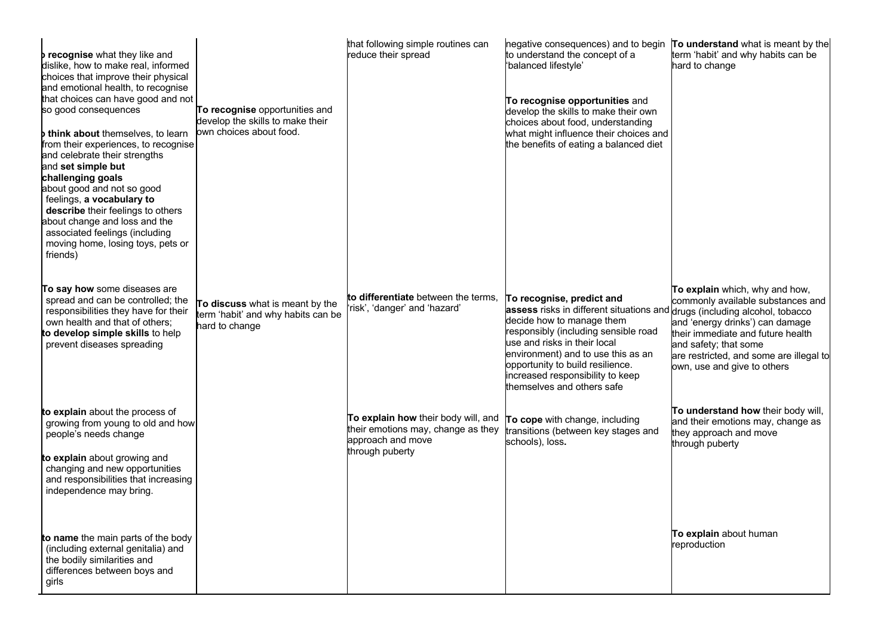| | | | | |
|---|---|---|---|---|
| **o recognise** what they like and dislike, how to make real, informed choices that improve their physical and emotional health, to recognise that choices can have good and not so good consequences<br><br>**o think about** themselves, to learn from their experiences, to recognise and celebrate their strengths and **set simple but challenging goals** about good and not so good feelings, **a vocabulary to describe** their feelings to others about change and loss and the associated feelings (including moving home, losing toys, pets or friends) | **To recognise** opportunities and develop the skills to make their own choices about food. | that following simple routines can reduce their spread | negative consequences) and to begin to understand the concept of a 'balanced lifestyle'<br><br>**To recognise opportunities** and develop the skills to make their own choices about food, understanding what might influence their choices and the benefits of eating a balanced diet | **To understand** what is meant by the term 'habit' and why habits can be hard to change |
| **To say how** some diseases are spread and can be controlled; the responsibilities they have for their own health and that of others; **to develop simple skills** to help prevent diseases spreading | **To discuss** what is meant by the term 'habit' and why habits can be hard to change | **to differentiate** between the terms, 'risk', 'danger' and 'hazard' | **To recognise, predict and assess** risks in different situations and decide how to manage them responsibly (including sensible road use and risks in their local environment) and to use this as an opportunity to build resilience. increased responsibility to keep themselves and others safe | **To explain** which, why and how, commonly available substances and drugs (including alcohol, tobacco and 'energy drinks') can damage their immediate and future health and safety; that some are restricted, and some are illegal to own, use and give to others |
| **to explain** about the process of growing from young to old and how people's needs change<br><br>**to explain** about growing and changing and new opportunities and responsibilities that increasing independence may bring. | | **To explain how** their body will, and their emotions may, change as they approach and move through puberty | **To cope** with change, including transitions (between key stages and schools), loss**.** | **To understand how** their body will, and their emotions may, change as they approach and move through puberty |
| **to name** the main parts of the body (including external genitalia) and the bodily similarities and differences between boys and girls | | | | **To explain** about human reproduction |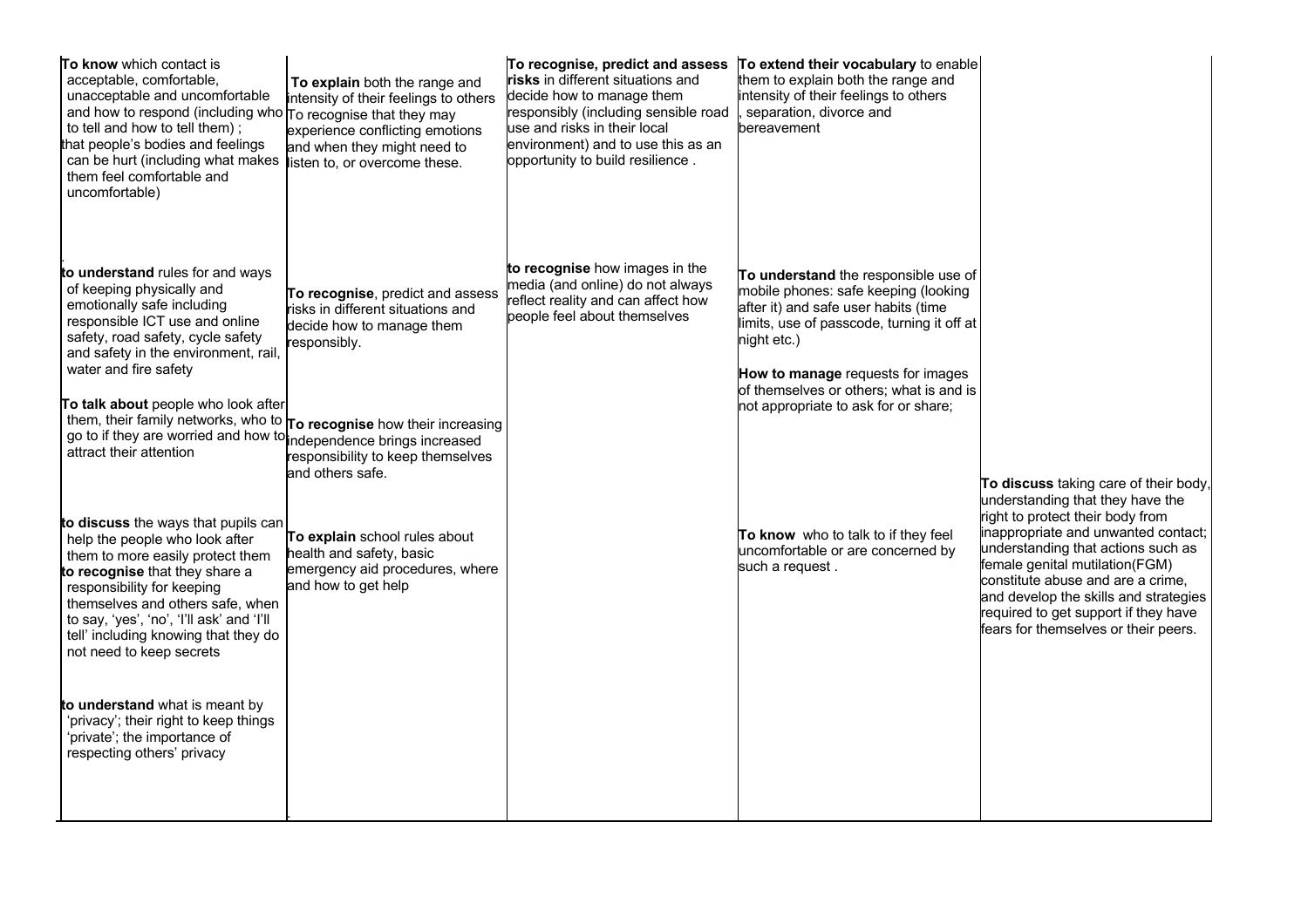| | | | | |
|---|---|---|---|---|
| **To know** which contact is acceptable, comfortable, unacceptable and uncomfortable and how to respond (including who to tell and how to tell them) ; that people's bodies and feelings can be hurt (including what makes them feel comfortable and uncomfortable) | **To explain** both the range and intensity of their feelings to others To recognise that they may experience conflicting emotions and when they might need to listen to, or overcome these. | **To recognise, predict and assess risks** in different situations and decide how to manage them responsibly (including sensible road use and risks in their local environment) and to use this as an opportunity to build resilience . | **To extend their vocabulary** to enable them to explain both the range and intensity of their feelings to others , separation, divorce and bereavement | |
| . **to understand** rules for and ways of keeping physically and emotionally safe including responsible ICT use and online safety, road safety, cycle safety and safety in the environment, rail, water and fire safety<br><br>**To talk about** people who look after them, their family networks, who to go to if they are worried and how to attract their attention | **To recognise**, predict and assess risks in different situations and decide how to manage them responsibly.<br><br>**To recognise** how their increasing independence brings increased responsibility to keep themselves and others safe. | **to recognise** how images in the media (and online) do not always reflect reality and can affect how people feel about themselves | **To understand** the responsible use of mobile phones: safe keeping (looking after it) and safe user habits (time limits, use of passcode, turning it off at night etc.)<br><br>**How to manage** requests for images of themselves or others; what is and is not appropriate to ask for or share; | |
| **to discuss** the ways that pupils can help the people who look after them to more easily protect them **to recognise** that they share a responsibility for keeping themselves and others safe, when to say, 'yes', 'no', 'I'll ask' and 'I'll tell' including knowing that they do not need to keep secrets | **To explain** school rules about health and safety, basic emergency aid procedures, where and how to get help | | **To know** who to talk to if they feel uncomfortable or are concerned by such a request . | **To discuss** taking care of their body, understanding that they have the right to protect their body from inappropriate and unwanted contact; understanding that actions such as female genital mutilation(FGM) constitute abuse and are a crime, and develop the skills and strategies required to get support if they have fears for themselves or their peers. |
| **to understand** what is meant by 'privacy'; their right to keep things 'private'; the importance of respecting others' privacy | . | | | |